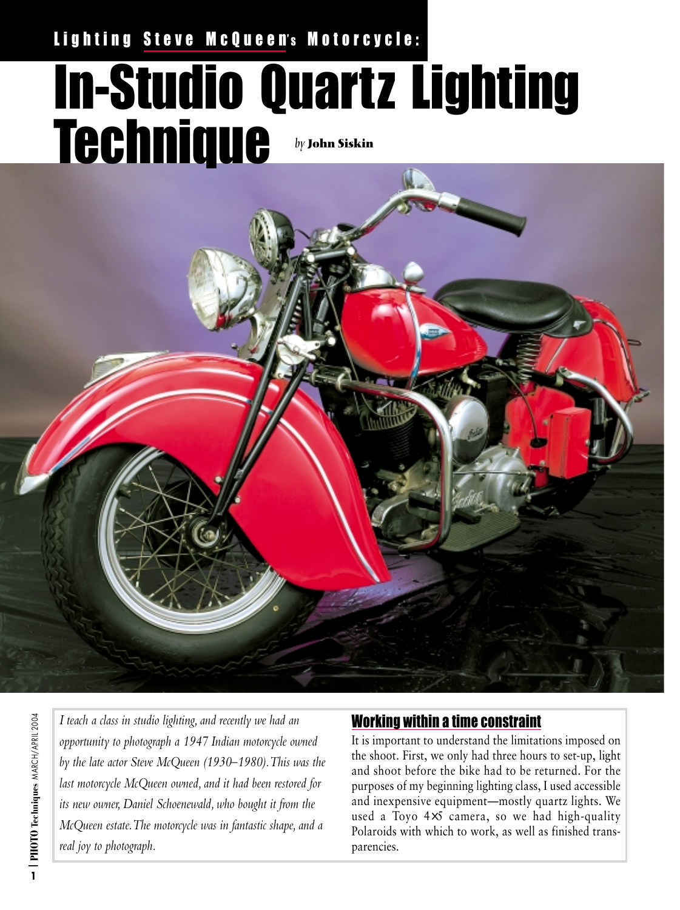Lighting Steve McQueen's Motorcycle:

# In-Studio Quartz Lighting Technique

*by* **John Siskin**

*I teach a class in studio lighting, and recently we had an opportunity to photograph a 1947 Indian motorcycle owned by the late actor Steve McQueen (1930–1980). This was the last motorcycle McQueen owned, and it had been restored for its new owner, Daniel Schoenewald, who bought it from the McQueen estate. The motorcycle was in fantastic shape, and a real joy to photograph.*

## Working within a time constraint

It is important to understand the limitations imposed on the shoot. First, we only had three hours to set-up, light and shoot before the bike had to be returned. For the purposes of my beginning lighting class, I used accessible and inexpensive equipment—mostly quartz lights. We used a Toyo 4×5 camera, so we had high-quality Polaroids with which to work, as well as finished transparencies.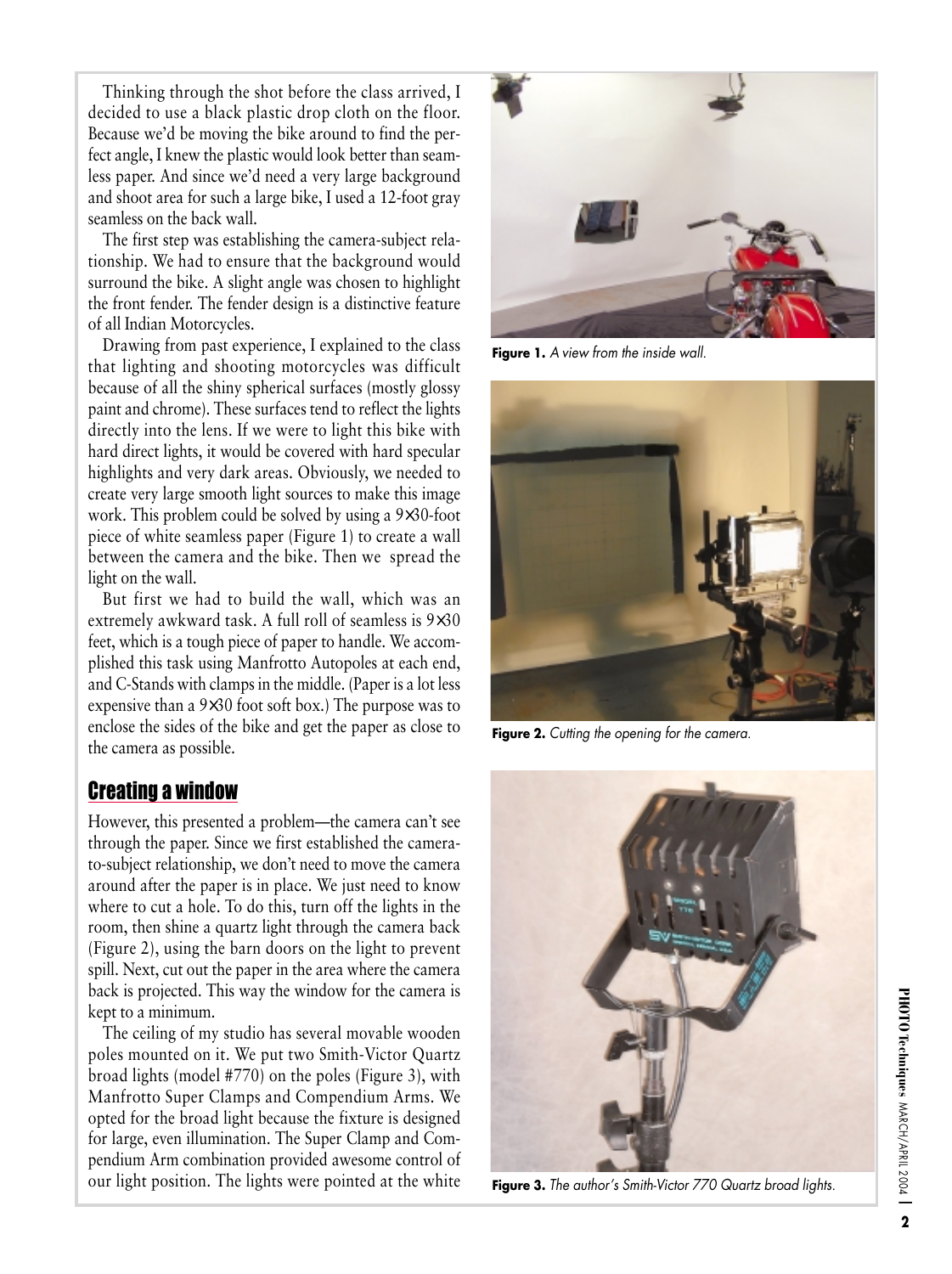Thinking through the shot before the class arrived, I decided to use a black plastic drop cloth on the floor. Because we'd be moving the bike around to find the perfect angle, I knew the plastic would look better than seamless paper. And since we'd need a very large background and shoot area for such a large bike, I used a 12-foot gray seamless on the back wall.

The first step was establishing the camera-subject relationship. We had to ensure that the background would surround the bike. A slight angle was chosen to highlight the front fender. The fender design is a distinctive feature of all Indian Motorcycles.

Drawing from past experience, I explained to the class that lighting and shooting motorcycles was difficult because of all the shiny spherical surfaces (mostly glossy paint and chrome). These surfaces tend to reflect the lights directly into the lens. If we were to light this bike with hard direct lights, it would be covered with hard specular highlights and very dark areas. Obviously, we needed to create very large smooth light sources to make this image work. This problem could be solved by using a 9×30-foot piece of white seamless paper (Figure 1) to create a wall between the camera and the bike. Then we spread the light on the wall.

But first we had to build the wall, which was an extremely awkward task. A full roll of seamless is 9×30 feet, which is a tough piece of paper to handle. We accomplished this task using Manfrotto Autopoles at each end, and C-Stands with clamps in the middle. (Paper is a lot less expensive than a 9×30 foot soft box.) The purpose was to enclose the sides of the bike and get the paper as close to the camera as possible.

## Creating a window

However, this presented a problem—the camera can't see through the paper. Since we first established the camera-to-subject relationship, we don't need to move the camera around after the paper is in place. We just need to know where to cut a hole. To do this, turn off the lights in the room, then shine a quartz light through the camera back (Figure 2), using the barn doors on the light to prevent spill. Next, cut out the paper in the area where the camera back is projected. This way the window for the camera is kept to a minimum.

The ceiling of my studio has several movable wooden poles mounted on it. We put two Smith-Victor Quartz broad lights (model #770) on the poles (Figure 3), with Manfrotto Super Clamps and Compendium Arms. We opted for the broad light because the fixture is designed for large, even illumination. The Super Clamp and Compendium Arm combination provided awesome control of our light position. The lights were pointed at the white

**Figure 1.** *A view from the inside wall.*

**Figure 2.** *Cutting the opening for the camera.*

**Figure 3.** *The author's Smith-Victor 770 Quartz broad lights.*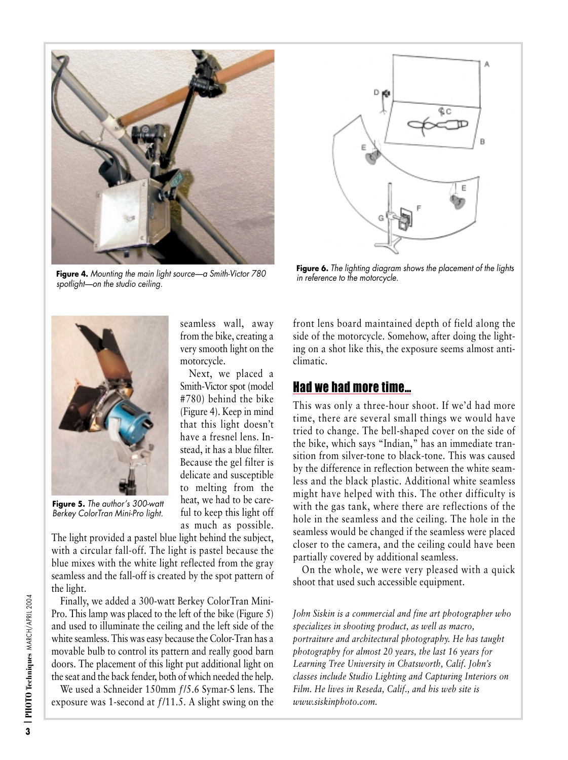Figure 4. *Mounting the main light source—a Smith-Victor 780 spotlight—on the studio ceiling.*

A

B

C

D

E

E

F

G

Figure 6. *The lighting diagram shows the placement of the lights in reference to the motorcycle.*

Figure 5. *The author's 300-watt Berkey ColorTran Mini-Pro light.*

seamless wall, away from the bike, creating a very smooth light on the motorcycle.

Next, we placed a Smith-Victor spot (model #780) behind the bike (Figure 4). Keep in mind that this light doesn't have a fresnel lens. Instead, it has a blue filter. Because the gel filter is delicate and susceptible to melting from the heat, we had to be careful to keep this light off as much as possible. The light provided a pastel blue light behind the subject, with a circular fall-off. The light is pastel because the blue mixes with the white light reflected from the gray seamless and the fall-off is created by the spot pattern of the light.

Finally, we added a 300-watt Berkey ColorTran Mini-Pro. This lamp was placed to the left of the bike (Figure 5) and used to illuminate the ceiling and the left side of the white seamless. This was easy because the Color-Tran has a movable bulb to control its pattern and really good barn doors. The placement of this light put additional light on the seat and the back fender, both of which needed the help.

We used a Schneider 150mm *f*/5.6 Symar-S lens. The exposure was 1-second at *f*/11.5. A slight swing on the front lens board maintained depth of field along the side of the motorcycle. Somehow, after doing the lighting on a shot like this, the exposure seems almost anticlimatic.

## Had we had more time...

This was only a three-hour shoot. If we'd had more time, there are several small things we would have tried to change. The bell-shaped cover on the side of the bike, which says "Indian," has an immediate transition from silver-tone to black-tone. This was caused by the difference in reflection between the white seamless and the black plastic. Additional white seamless might have helped with this. The other difficulty is with the gas tank, where there are reflections of the hole in the seamless and the ceiling. The hole in the seamless would be changed if the seamless were placed closer to the camera, and the ceiling could have been partially covered by additional seamless.

On the whole, we were very pleased with a quick shoot that used such accessible equipment.

*John Siskin is a commercial and fine art photographer who specializes in shooting product, as well as macro, portraiture and architectural photography. He has taught photography for almost 20 years, the last 16 years for Learning Tree University in Chatsworth, Calif. John's classes include Studio Lighting and Capturing Interiors on Film. He lives in Reseda, Calif., and his web site is www.siskinphoto.com.*